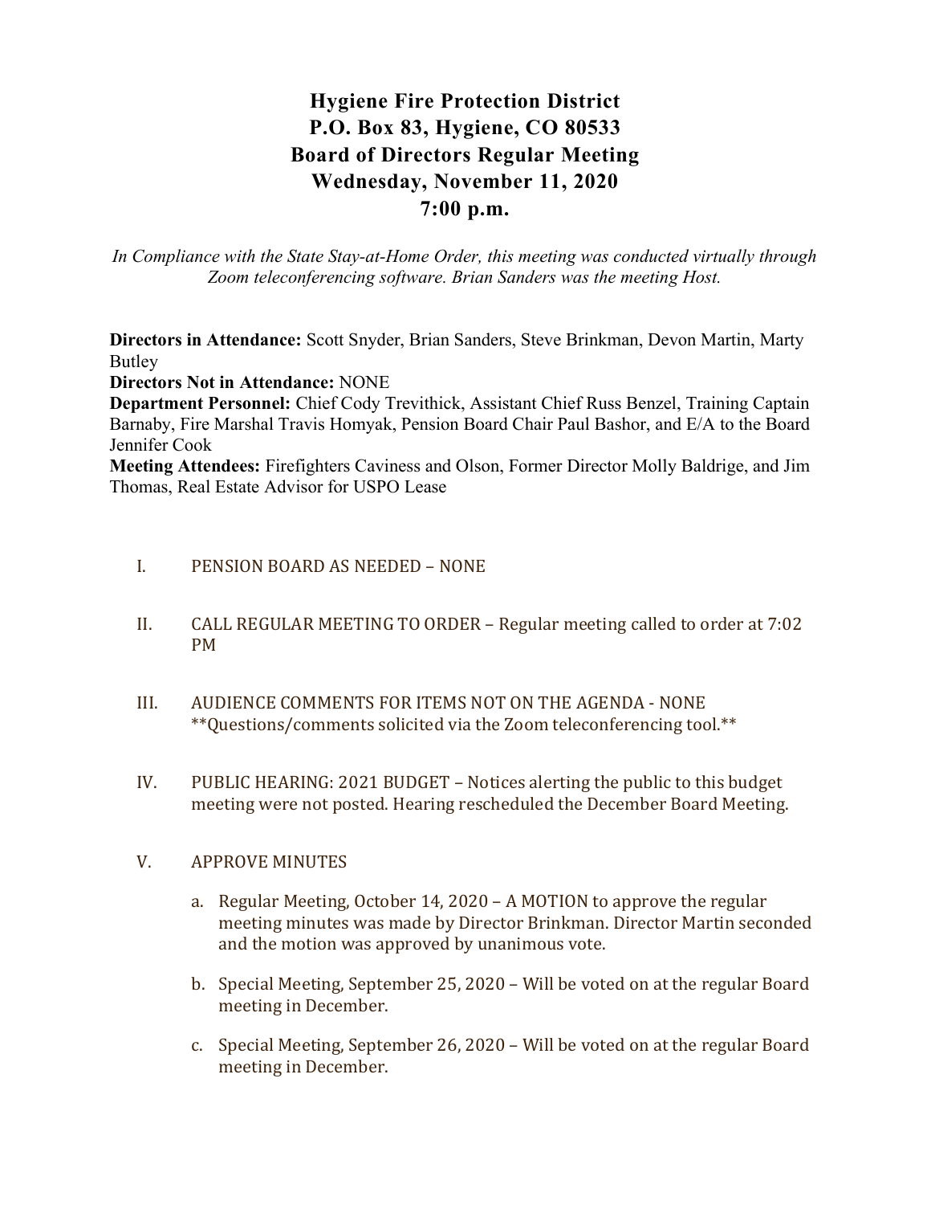# Hygiene Fire Protection District
## P.O. Box 83, Hygiene, CO 80533
## Board of Directors Regular Meeting
## Wednesday, November 11, 2020
## 7:00 p.m.

*In Compliance with the State Stay-at-Home Order, this meeting was conducted virtually through Zoom teleconferencing software. Brian Sanders was the meeting Host.*

**Directors in Attendance:** Scott Snyder, Brian Sanders, Steve Brinkman, Devon Martin, Marty Butley
**Directors Not in Attendance:** NONE
**Department Personnel:** Chief Cody Trevithick, Assistant Chief Russ Benzel, Training Captain Barnaby, Fire Marshal Travis Homyak, Pension Board Chair Paul Bashor, and E/A to the Board Jennifer Cook
**Meeting Attendees:** Firefighters Caviness and Olson, Former Director Molly Baldrige, and Jim Thomas, Real Estate Advisor for USPO Lease

I. PENSION BOARD AS NEEDED – NONE

II. CALL REGULAR MEETING TO ORDER – Regular meeting called to order at 7:02 PM

III. AUDIENCE COMMENTS FOR ITEMS NOT ON THE AGENDA - NONE
**Questions/comments solicited via the Zoom teleconferencing tool.**

IV. PUBLIC HEARING: 2021 BUDGET – Notices alerting the public to this budget meeting were not posted. Hearing rescheduled the December Board Meeting.

V. APPROVE MINUTES

a. Regular Meeting, October 14, 2020 – A MOTION to approve the regular meeting minutes was made by Director Brinkman. Director Martin seconded and the motion was approved by unanimous vote.

b. Special Meeting, September 25, 2020 – Will be voted on at the regular Board meeting in December.

c. Special Meeting, September 26, 2020 – Will be voted on at the regular Board meeting in December.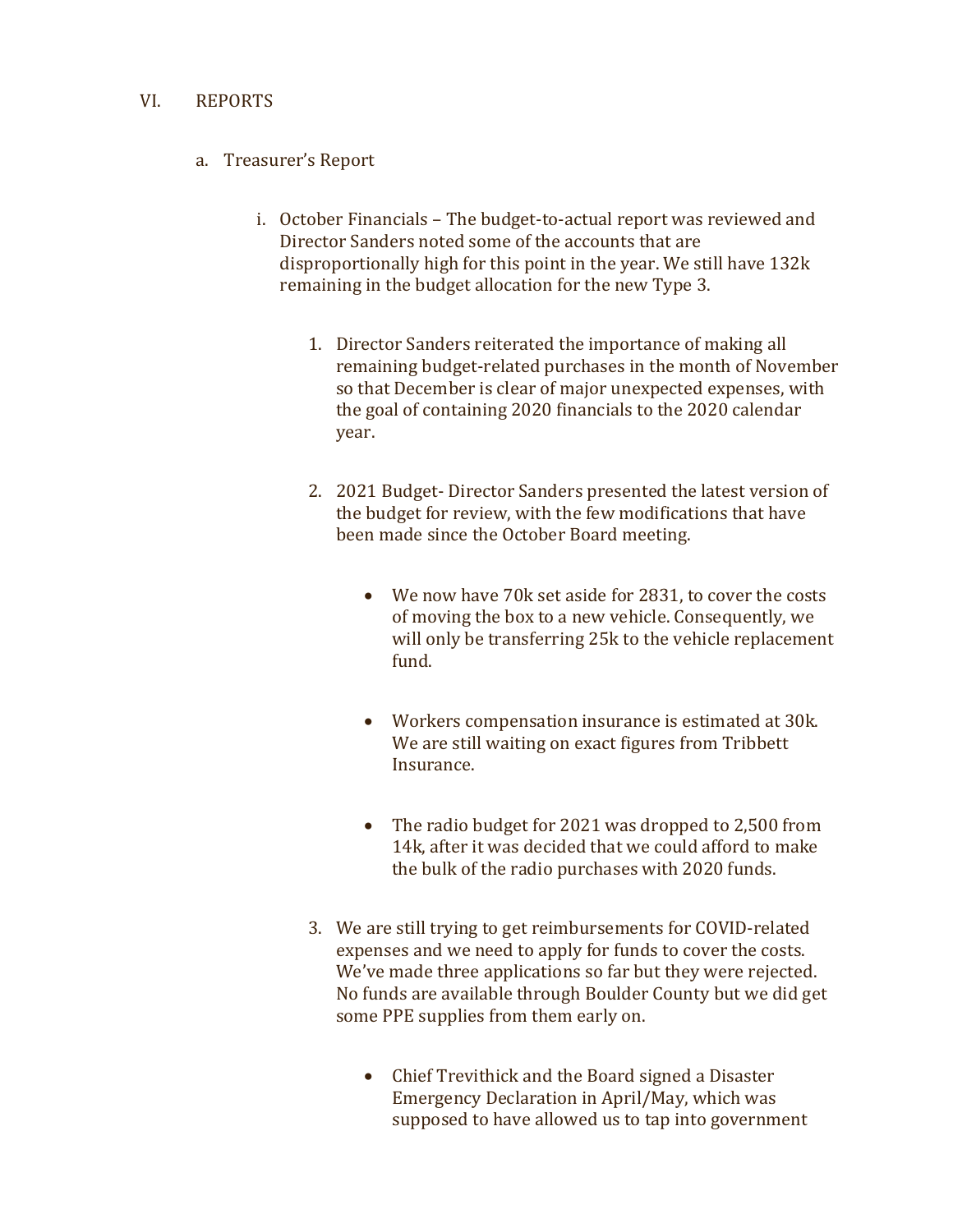## VI. REPORTS

a. Treasurer's Report

   i. October Financials – The budget-to-actual report was reviewed and Director Sanders noted some of the accounts that are disproportionally high for this point in the year. We still have 132k remaining in the budget allocation for the new Type 3.

      1. Director Sanders reiterated the importance of making all remaining budget-related purchases in the month of November so that December is clear of major unexpected expenses, with the goal of containing 2020 financials to the 2020 calendar year.

      2. 2021 Budget- Director Sanders presented the latest version of the budget for review, with the few modifications that have been made since the October Board meeting.

         - We now have 70k set aside for 2831, to cover the costs of moving the box to a new vehicle. Consequently, we will only be transferring 25k to the vehicle replacement fund.

         - Workers compensation insurance is estimated at 30k. We are still waiting on exact figures from Tribbett Insurance.

         - The radio budget for 2021 was dropped to 2,500 from 14k, after it was decided that we could afford to make the bulk of the radio purchases with 2020 funds.

      3. We are still trying to get reimbursements for COVID-related expenses and we need to apply for funds to cover the costs. We've made three applications so far but they were rejected. No funds are available through Boulder County but we did get some PPE supplies from them early on.

         - Chief Trevithick and the Board signed a Disaster Emergency Declaration in April/May, which was supposed to have allowed us to tap into government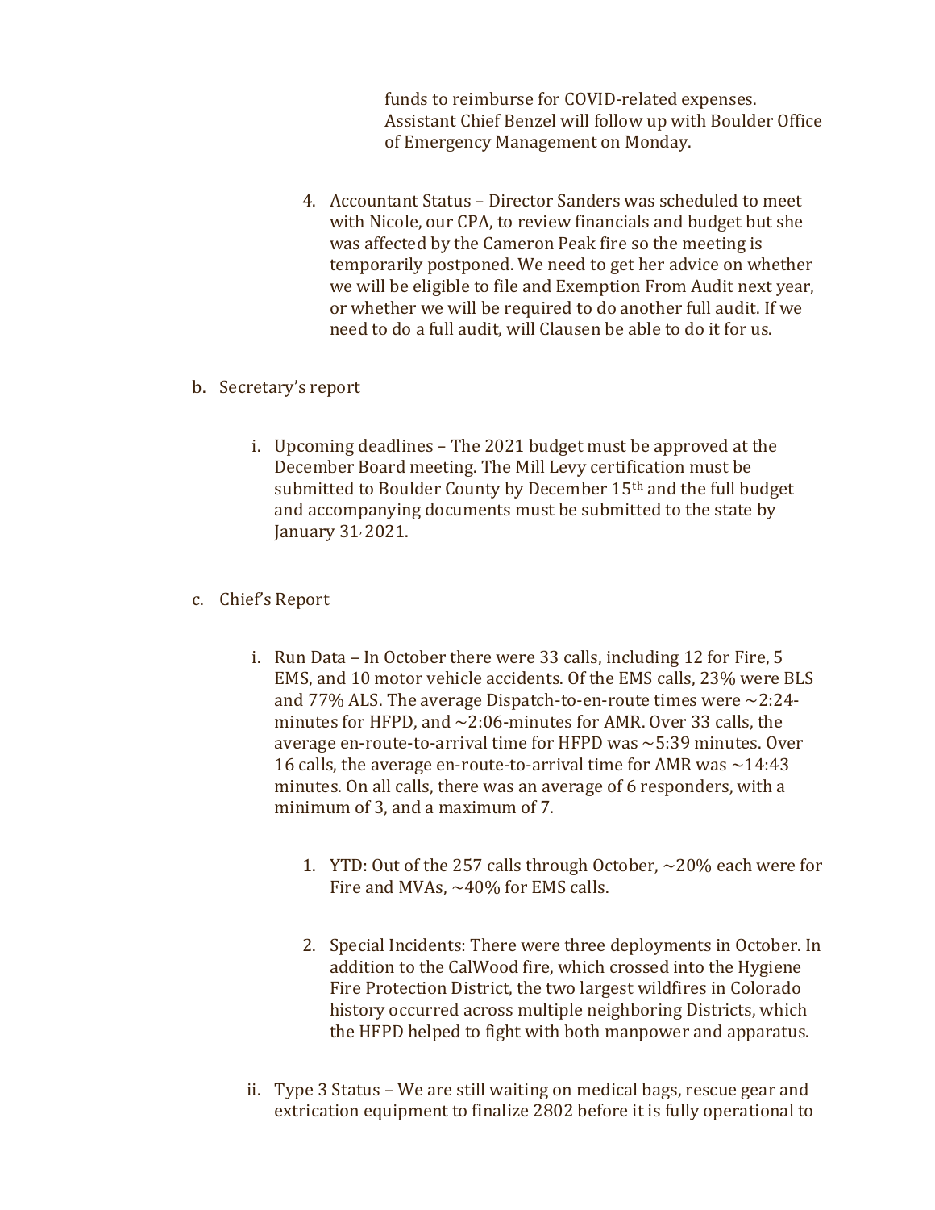funds to reimburse for COVID-related expenses. Assistant Chief Benzel will follow up with Boulder Office of Emergency Management on Monday.

4. Accountant Status – Director Sanders was scheduled to meet with Nicole, our CPA, to review financials and budget but she was affected by the Cameron Peak fire so the meeting is temporarily postponed. We need to get her advice on whether we will be eligible to file and Exemption From Audit next year, or whether we will be required to do another full audit. If we need to do a full audit, will Clausen be able to do it for us.

b. Secretary's report

   i. Upcoming deadlines – The 2021 budget must be approved at the December Board meeting. The Mill Levy certification must be submitted to Boulder County by December 15th and the full budget and accompanying documents must be submitted to the state by January 31, 2021.

c. Chief's Report

   i. Run Data – In October there were 33 calls, including 12 for Fire, 5 EMS, and 10 motor vehicle accidents. Of the EMS calls, 23% were BLS and 77% ALS. The average Dispatch-to-en-route times were ~2:24-minutes for HFPD, and ~2:06-minutes for AMR. Over 33 calls, the average en-route-to-arrival time for HFPD was ~5:39 minutes. Over 16 calls, the average en-route-to-arrival time for AMR was ~14:43 minutes. On all calls, there was an average of 6 responders, with a minimum of 3, and a maximum of 7.

      1. YTD: Out of the 257 calls through October, ~20% each were for Fire and MVAs, ~40% for EMS calls.

      2. Special Incidents: There were three deployments in October. In addition to the CalWood fire, which crossed into the Hygiene Fire Protection District, the two largest wildfires in Colorado history occurred across multiple neighboring Districts, which the HFPD helped to fight with both manpower and apparatus.

   ii. Type 3 Status – We are still waiting on medical bags, rescue gear and extrication equipment to finalize 2802 before it is fully operational to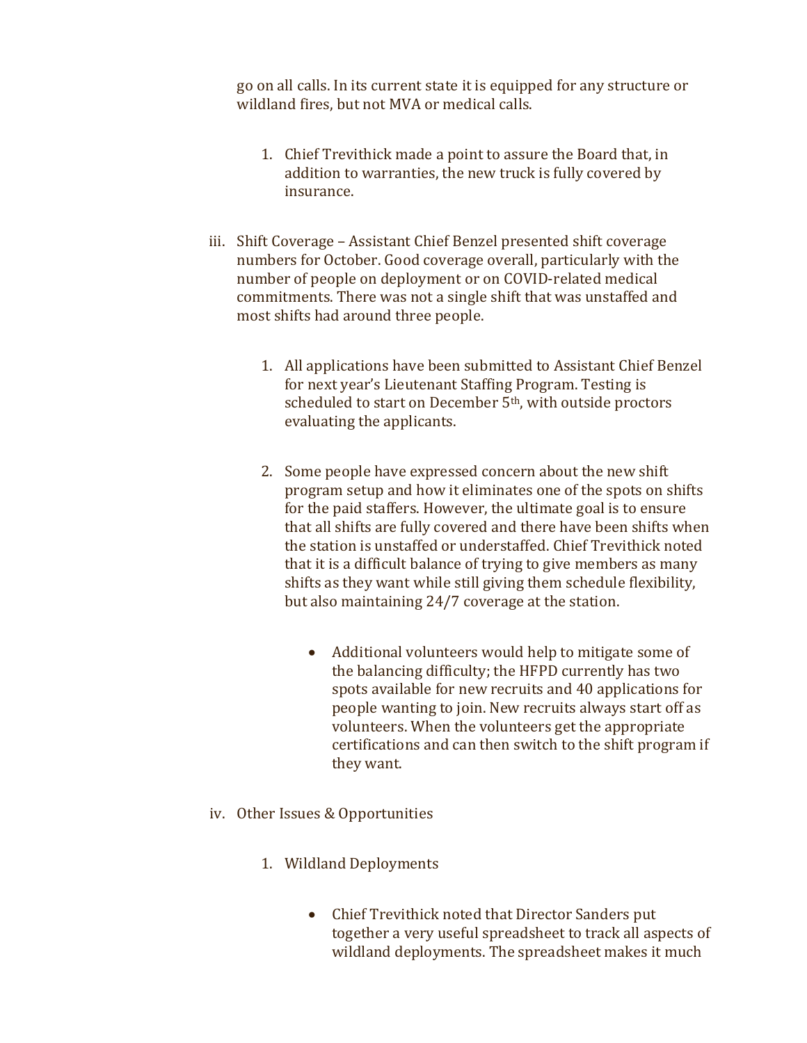go on all calls. In its current state it is equipped for any structure or wildland fires, but not MVA or medical calls.

1. Chief Trevithick made a point to assure the Board that, in addition to warranties, the new truck is fully covered by insurance.

iii. Shift Coverage – Assistant Chief Benzel presented shift coverage numbers for October. Good coverage overall, particularly with the number of people on deployment or on COVID-related medical commitments. There was not a single shift that was unstaffed and most shifts had around three people.

1. All applications have been submitted to Assistant Chief Benzel for next year's Lieutenant Staffing Program. Testing is scheduled to start on December 5th, with outside proctors evaluating the applicants.

2. Some people have expressed concern about the new shift program setup and how it eliminates one of the spots on shifts for the paid staffers. However, the ultimate goal is to ensure that all shifts are fully covered and there have been shifts when the station is unstaffed or understaffed. Chief Trevithick noted that it is a difficult balance of trying to give members as many shifts as they want while still giving them schedule flexibility, but also maintaining 24/7 coverage at the station.

    - Additional volunteers would help to mitigate some of the balancing difficulty; the HFPD currently has two spots available for new recruits and 40 applications for people wanting to join. New recruits always start off as volunteers. When the volunteers get the appropriate certifications and can then switch to the shift program if they want.

iv. Other Issues & Opportunities

1. Wildland Deployments

    - Chief Trevithick noted that Director Sanders put together a very useful spreadsheet to track all aspects of wildland deployments. The spreadsheet makes it much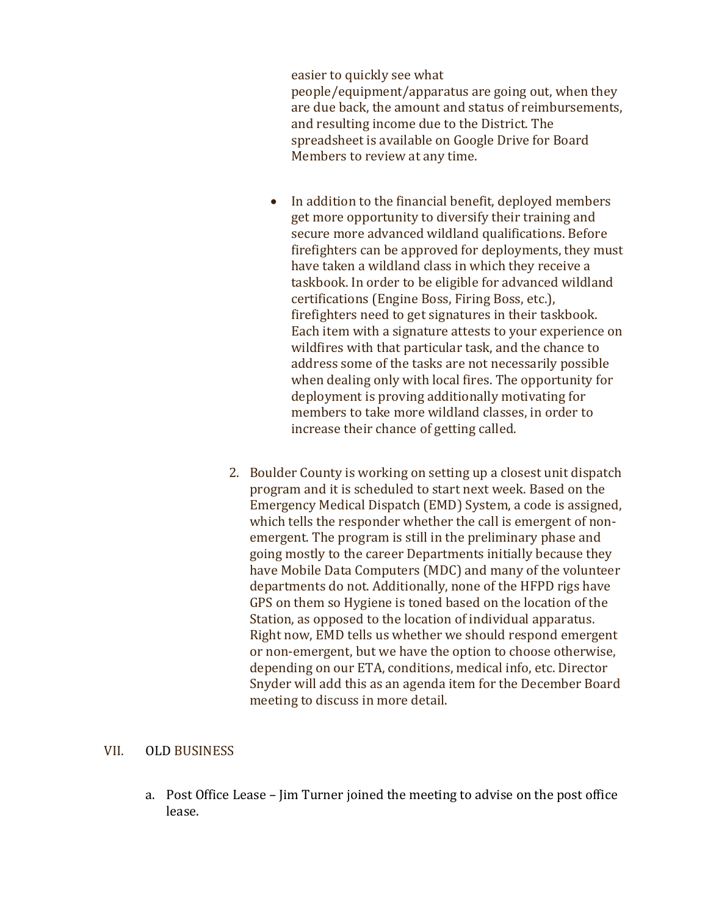easier to quickly see what people/equipment/apparatus are going out, when they are due back, the amount and status of reimbursements, and resulting income due to the District. The spreadsheet is available on Google Drive for Board Members to review at any time.

- In addition to the financial benefit, deployed members get more opportunity to diversify their training and secure more advanced wildland qualifications. Before firefighters can be approved for deployments, they must have taken a wildland class in which they receive a taskbook. In order to be eligible for advanced wildland certifications (Engine Boss, Firing Boss, etc.), firefighters need to get signatures in their taskbook. Each item with a signature attests to your experience on wildfires with that particular task, and the chance to address some of the tasks are not necessarily possible when dealing only with local fires. The opportunity for deployment is proving additionally motivating for members to take more wildland classes, in order to increase their chance of getting called.

2. Boulder County is working on setting up a closest unit dispatch program and it is scheduled to start next week. Based on the Emergency Medical Dispatch (EMD) System, a code is assigned, which tells the responder whether the call is emergent of non-emergent. The program is still in the preliminary phase and going mostly to the career Departments initially because they have Mobile Data Computers (MDC) and many of the volunteer departments do not. Additionally, none of the HFPD rigs have GPS on them so Hygiene is toned based on the location of the Station, as opposed to the location of individual apparatus. Right now, EMD tells us whether we should respond emergent or non-emergent, but we have the option to choose otherwise, depending on our ETA, conditions, medical info, etc. Director Snyder will add this as an agenda item for the December Board meeting to discuss in more detail.

## VII. OLD BUSINESS

a. Post Office Lease – Jim Turner joined the meeting to advise on the post office lease.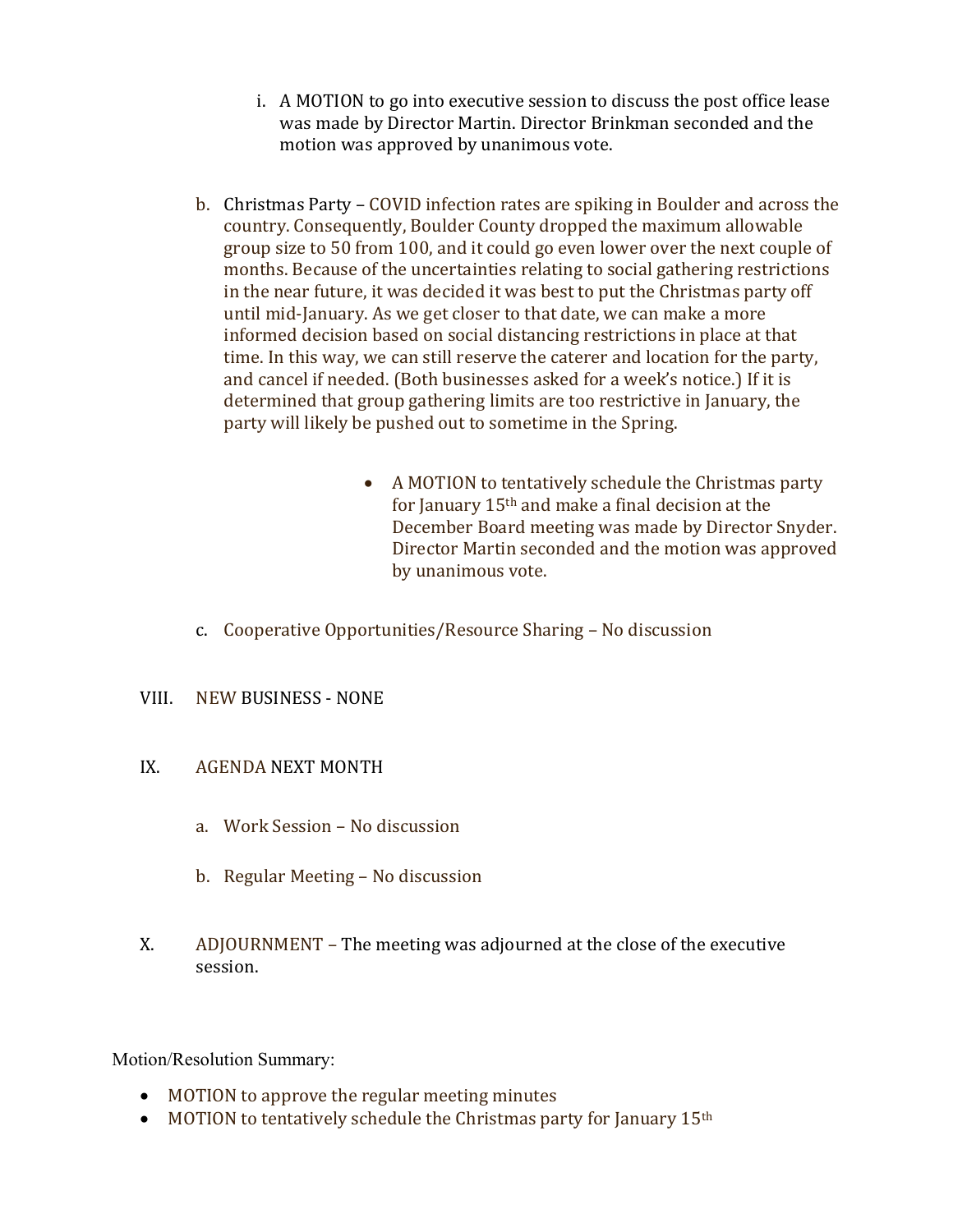i. A MOTION to go into executive session to discuss the post office lease was made by Director Martin. Director Brinkman seconded and the motion was approved by unanimous vote.

b. Christmas Party – COVID infection rates are spiking in Boulder and across the country. Consequently, Boulder County dropped the maximum allowable group size to 50 from 100, and it could go even lower over the next couple of months. Because of the uncertainties relating to social gathering restrictions in the near future, it was decided it was best to put the Christmas party off until mid-January. As we get closer to that date, we can make a more informed decision based on social distancing restrictions in place at that time. In this way, we can still reserve the caterer and location for the party, and cancel if needed. (Both businesses asked for a week's notice.) If it is determined that group gathering limits are too restrictive in January, the party will likely be pushed out to sometime in the Spring.

- A MOTION to tentatively schedule the Christmas party for January 15th and make a final decision at the December Board meeting was made by Director Snyder. Director Martin seconded and the motion was approved by unanimous vote.

c. Cooperative Opportunities/Resource Sharing – No discussion

VIII. NEW BUSINESS - NONE

IX. AGENDA NEXT MONTH

a. Work Session – No discussion

b. Regular Meeting – No discussion

X. ADJOURNMENT – The meeting was adjourned at the close of the executive session.

Motion/Resolution Summary:

- MOTION to approve the regular meeting minutes
- MOTION to tentatively schedule the Christmas party for January 15th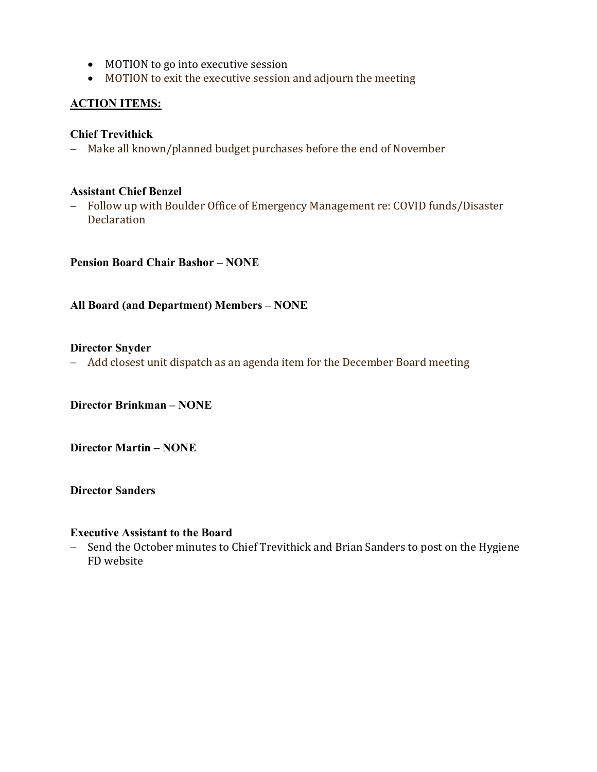- MOTION to go into executive session
- MOTION to exit the executive session and adjourn the meeting

## ACTION ITEMS:

**Chief Trevithick**

– Make all known/planned budget purchases before the end of November

**Assistant Chief Benzel**

– Follow up with Boulder Office of Emergency Management re: COVID funds/Disaster Declaration

**Pension Board Chair Bashor – NONE**

**All Board (and Department) Members – NONE**

**Director Snyder**

– Add closest unit dispatch as an agenda item for the December Board meeting

**Director Brinkman – NONE**

**Director Martin – NONE**

**Director Sanders**

**Executive Assistant to the Board**

– Send the October minutes to Chief Trevithick and Brian Sanders to post on the Hygiene FD website